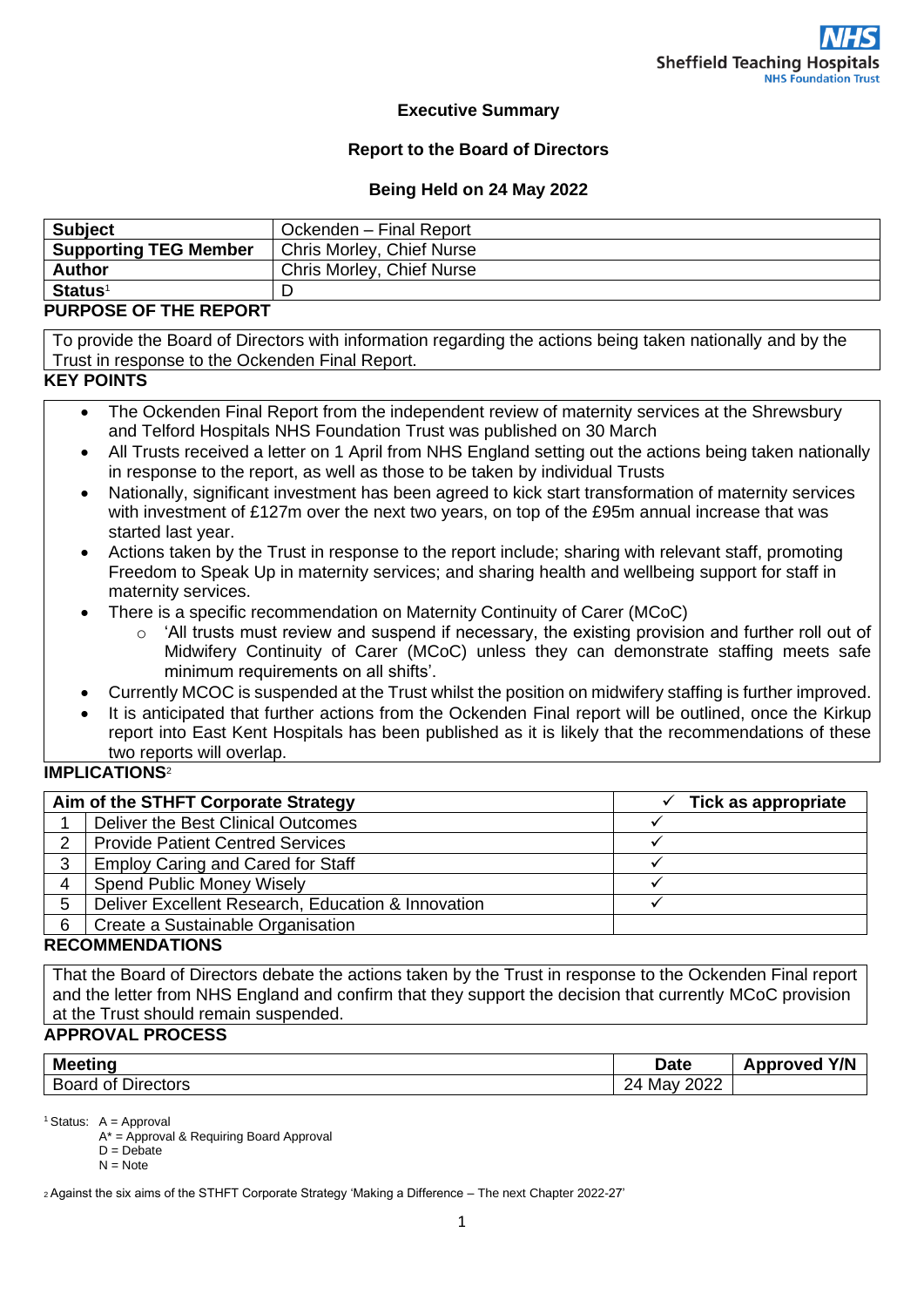Sheffield Teaching Hospitals NHS Foundation Trust

**Executive Summary**

**Report to the Board of Directors**

**Being Held on 24 May 2022**

| **Subject** | Ockenden – Final Report |
|---|---|
| **Supporting TEG Member** | Chris Morley, Chief Nurse |
| **Author** | Chris Morley, Chief Nurse |
| **Status**[1] | D |

**PURPOSE OF THE REPORT**

To provide the Board of Directors with information regarding the actions being taken nationally and by the Trust in response to the Ockenden Final Report.

**KEY POINTS**

- The Ockenden Final Report from the independent review of maternity services at the Shrewsbury and Telford Hospitals NHS Foundation Trust was published on 30 March
- All Trusts received a letter on 1 April from NHS England setting out the actions being taken nationally in response to the report, as well as those to be taken by individual Trusts
- Nationally, significant investment has been agreed to kick start transformation of maternity services with investment of £127m over the next two years, on top of the £95m annual increase that was started last year.
- Actions taken by the Trust in response to the report include; sharing with relevant staff, promoting Freedom to Speak Up in maternity services; and sharing health and wellbeing support for staff in maternity services.
- There is a specific recommendation on Maternity Continuity of Carer (MCoC)
  - 'All trusts must review and suspend if necessary, the existing provision and further roll out of Midwifery Continuity of Carer (MCoC) unless they can demonstrate staffing meets safe minimum requirements on all shifts'.
- Currently MCOC is suspended at the Trust whilst the position on midwifery staffing is further improved.
- It is anticipated that further actions from the Ockenden Final report will be outlined, once the Kirkup report into East Kent Hospitals has been published as it is likely that the recommendations of these two reports will overlap.

**IMPLICATIONS**[2]

| Aim of the STHFT Corporate Strategy | | ✓ Tick as appropriate |
|---|---|---|
| 1 | Deliver the Best Clinical Outcomes | ✓ |
| 2 | Provide Patient Centred Services | ✓ |
| 3 | Employ Caring and Cared for Staff | ✓ |
| 4 | Spend Public Money Wisely | ✓ |
| 5 | Deliver Excellent Research, Education & Innovation | ✓ |
| 6 | Create a Sustainable Organisation | |

**RECOMMENDATIONS**

That the Board of Directors debate the actions taken by the Trust in response to the Ockenden Final report and the letter from NHS England and confirm that they support the decision that currently MCoC provision at the Trust should remain suspended.

**APPROVAL PROCESS**

| Meeting | Date | Approved Y/N |
|---|---|---|
| Board of Directors | 24 May 2022 | |

[1] Status: A = Approval
A* = Approval & Requiring Board Approval
D = Debate
N = Note

[2] Against the six aims of the STHFT Corporate Strategy 'Making a Difference – The next Chapter 2022-27'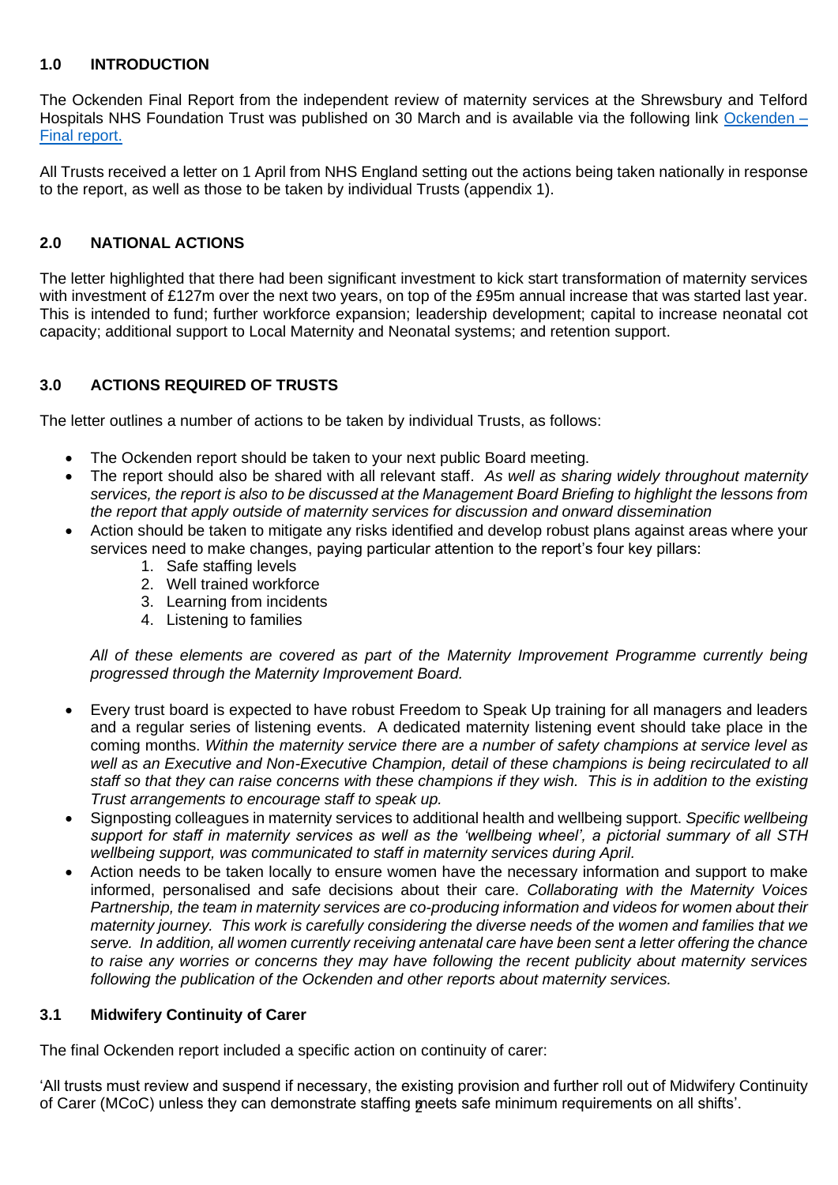## 1.0 INTRODUCTION

The Ockenden Final Report from the independent review of maternity services at the Shrewsbury and Telford Hospitals NHS Foundation Trust was published on 30 March and is available via the following link [Ockenden – Final report.]

All Trusts received a letter on 1 April from NHS England setting out the actions being taken nationally in response to the report, as well as those to be taken by individual Trusts (appendix 1).

## 2.0 NATIONAL ACTIONS

The letter highlighted that there had been significant investment to kick start transformation of maternity services with investment of £127m over the next two years, on top of the £95m annual increase that was started last year. This is intended to fund; further workforce expansion; leadership development; capital to increase neonatal cot capacity; additional support to Local Maternity and Neonatal systems; and retention support.

## 3.0 ACTIONS REQUIRED OF TRUSTS

The letter outlines a number of actions to be taken by individual Trusts, as follows:

- The Ockenden report should be taken to your next public Board meeting.
- The report should also be shared with all relevant staff. *As well as sharing widely throughout maternity services, the report is also to be discussed at the Management Board Briefing to highlight the lessons from the report that apply outside of maternity services for discussion and onward dissemination*
- Action should be taken to mitigate any risks identified and develop robust plans against areas where your services need to make changes, paying particular attention to the report's four key pillars:
  1. Safe staffing levels
  2. Well trained workforce
  3. Learning from incidents
  4. Listening to families

  *All of these elements are covered as part of the Maternity Improvement Programme currently being progressed through the Maternity Improvement Board.*

- Every trust board is expected to have robust Freedom to Speak Up training for all managers and leaders and a regular series of listening events. A dedicated maternity listening event should take place in the coming months. *Within the maternity service there are a number of safety champions at service level as well as an Executive and Non-Executive Champion, detail of these champions is being recirculated to all staff so that they can raise concerns with these champions if they wish. This is in addition to the existing Trust arrangements to encourage staff to speak up.*
- Signposting colleagues in maternity services to additional health and wellbeing support. *Specific wellbeing support for staff in maternity services as well as the 'wellbeing wheel', a pictorial summary of all STH wellbeing support, was communicated to staff in maternity services during April.*
- Action needs to be taken locally to ensure women have the necessary information and support to make informed, personalised and safe decisions about their care. *Collaborating with the Maternity Voices Partnership, the team in maternity services are co-producing information and videos for women about their maternity journey. This work is carefully considering the diverse needs of the women and families that we serve. In addition, all women currently receiving antenatal care have been sent a letter offering the chance to raise any worries or concerns they may have following the recent publicity about maternity services following the publication of the Ockenden and other reports about maternity services.*

### 3.1 Midwifery Continuity of Carer

The final Ockenden report included a specific action on continuity of carer:

'All trusts must review and suspend if necessary, the existing provision and further roll out of Midwifery Continuity of Carer (MCoC) unless they can demonstrate staffing meets safe minimum requirements on all shifts'.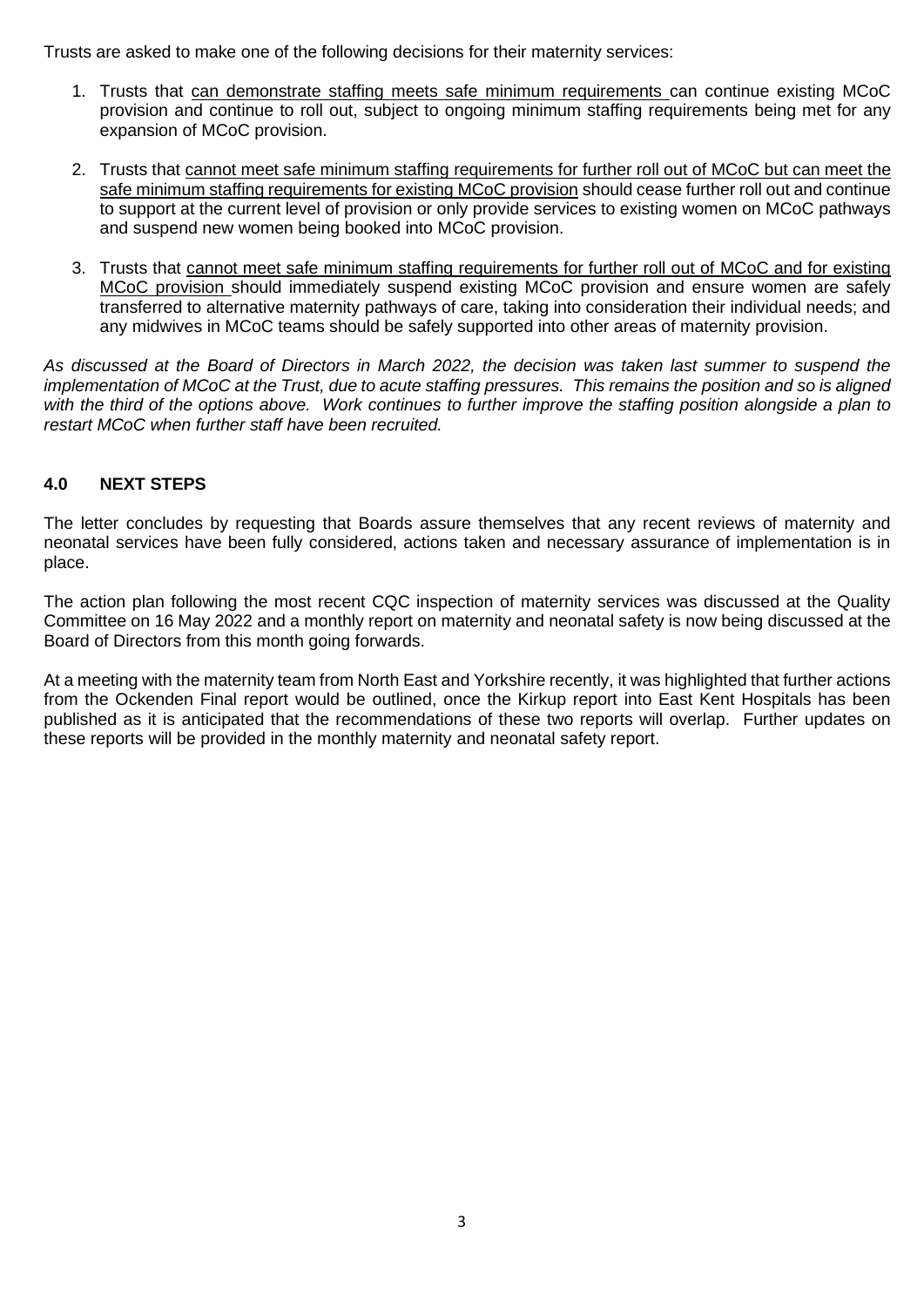Trusts are asked to make one of the following decisions for their maternity services:

1. Trusts that can demonstrate staffing meets safe minimum requirements can continue existing MCoC provision and continue to roll out, subject to ongoing minimum staffing requirements being met for any expansion of MCoC provision.
2. Trusts that cannot meet safe minimum staffing requirements for further roll out of MCoC but can meet the safe minimum staffing requirements for existing MCoC provision should cease further roll out and continue to support at the current level of provision or only provide services to existing women on MCoC pathways and suspend new women being booked into MCoC provision.
3. Trusts that cannot meet safe minimum staffing requirements for further roll out of MCoC and for existing MCoC provision should immediately suspend existing MCoC provision and ensure women are safely transferred to alternative maternity pathways of care, taking into consideration their individual needs; and any midwives in MCoC teams should be safely supported into other areas of maternity provision.

*As discussed at the Board of Directors in March 2022, the decision was taken last summer to suspend the implementation of MCoC at the Trust, due to acute staffing pressures. This remains the position and so is aligned with the third of the options above. Work continues to further improve the staffing position alongside a plan to restart MCoC when further staff have been recruited.*

## 4.0 NEXT STEPS

The letter concludes by requesting that Boards assure themselves that any recent reviews of maternity and neonatal services have been fully considered, actions taken and necessary assurance of implementation is in place.

The action plan following the most recent CQC inspection of maternity services was discussed at the Quality Committee on 16 May 2022 and a monthly report on maternity and neonatal safety is now being discussed at the Board of Directors from this month going forwards.

At a meeting with the maternity team from North East and Yorkshire recently, it was highlighted that further actions from the Ockenden Final report would be outlined, once the Kirkup report into East Kent Hospitals has been published as it is anticipated that the recommendations of these two reports will overlap. Further updates on these reports will be provided in the monthly maternity and neonatal safety report.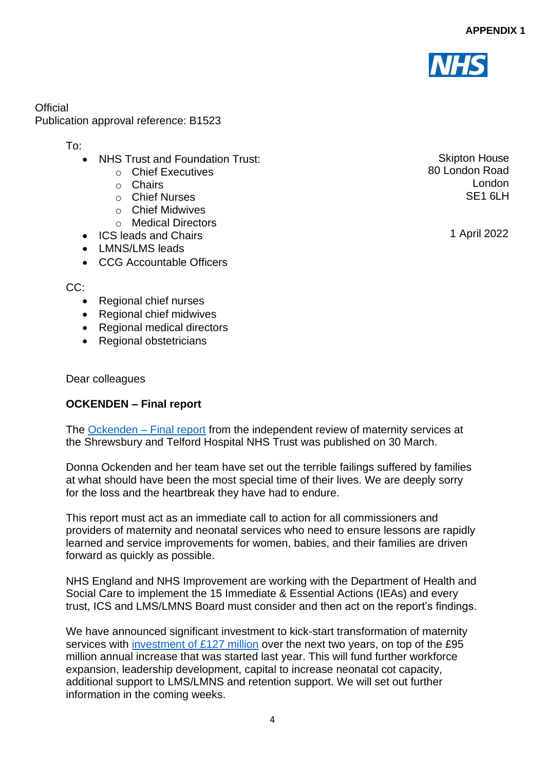**APPENDIX 1**

Official
Publication approval reference: B1523

To:

- NHS Trust and Foundation Trust:
  - Chief Executives
  - Chairs
  - Chief Nurses
  - Chief Midwives
  - Medical Directors
- ICS leads and Chairs
- LMNS/LMS leads
- CCG Accountable Officers

Skipton House
80 London Road
London
SE1 6LH

1 April 2022

CC:

- Regional chief nurses
- Regional chief midwives
- Regional medical directors
- Regional obstetricians

Dear colleagues

**OCKENDEN – Final report**

The Ockenden – Final report from the independent review of maternity services at the Shrewsbury and Telford Hospital NHS Trust was published on 30 March.

Donna Ockenden and her team have set out the terrible failings suffered by families at what should have been the most special time of their lives. We are deeply sorry for the loss and the heartbreak they have had to endure.

This report must act as an immediate call to action for all commissioners and providers of maternity and neonatal services who need to ensure lessons are rapidly learned and service improvements for women, babies, and their families are driven forward as quickly as possible.

NHS England and NHS Improvement are working with the Department of Health and Social Care to implement the 15 Immediate & Essential Actions (IEAs) and every trust, ICS and LMS/LMNS Board must consider and then act on the report's findings.

We have announced significant investment to kick-start transformation of maternity services with investment of £127 million over the next two years, on top of the £95 million annual increase that was started last year. This will fund further workforce expansion, leadership development, capital to increase neonatal cot capacity, additional support to LMS/LMNS and retention support. We will set out further information in the coming weeks.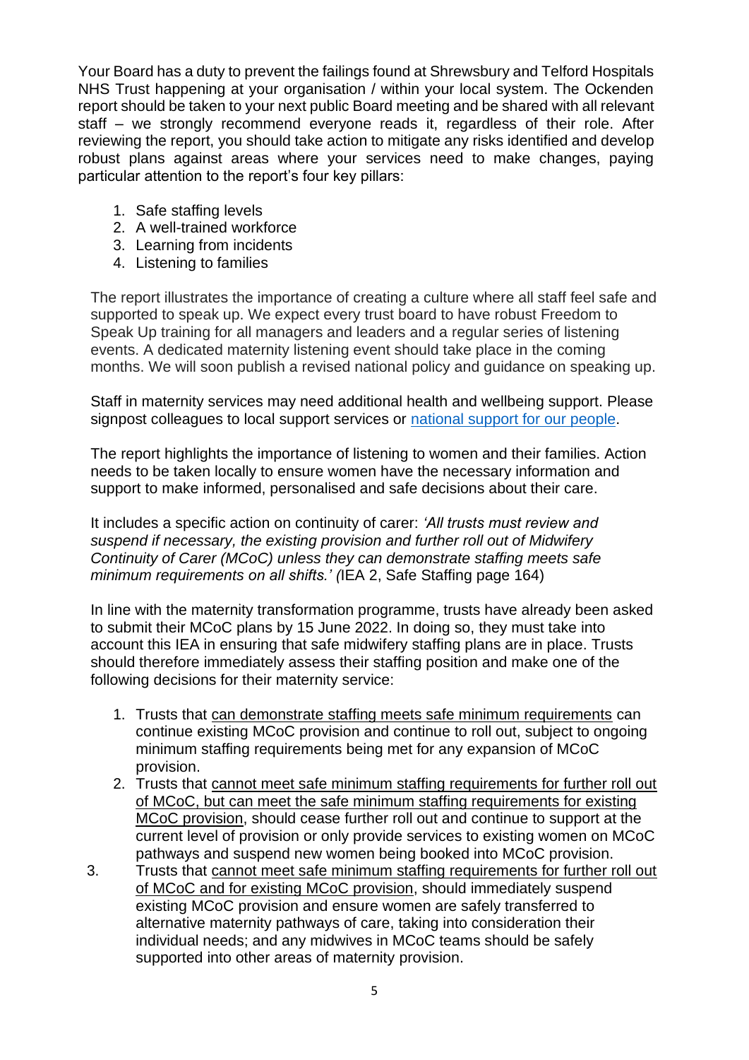Your Board has a duty to prevent the failings found at Shrewsbury and Telford Hospitals NHS Trust happening at your organisation / within your local system. The Ockenden report should be taken to your next public Board meeting and be shared with all relevant staff – we strongly recommend everyone reads it, regardless of their role. After reviewing the report, you should take action to mitigate any risks identified and develop robust plans against areas where your services need to make changes, paying particular attention to the report's four key pillars:

1. Safe staffing levels
2. A well-trained workforce
3. Learning from incidents
4. Listening to families

The report illustrates the importance of creating a culture where all staff feel safe and supported to speak up. We expect every trust board to have robust Freedom to Speak Up training for all managers and leaders and a regular series of listening events. A dedicated maternity listening event should take place in the coming months. We will soon publish a revised national policy and guidance on speaking up.

Staff in maternity services may need additional health and wellbeing support. Please signpost colleagues to local support services or national support for our people.

The report highlights the importance of listening to women and their families. Action needs to be taken locally to ensure women have the necessary information and support to make informed, personalised and safe decisions about their care.

It includes a specific action on continuity of carer: *'All trusts must review and suspend if necessary, the existing provision and further roll out of Midwifery Continuity of Carer (MCoC) unless they can demonstrate staffing meets safe minimum requirements on all shifts.' (*IEA 2, Safe Staffing page 164)

In line with the maternity transformation programme, trusts have already been asked to submit their MCoC plans by 15 June 2022. In doing so, they must take into account this IEA in ensuring that safe midwifery staffing plans are in place. Trusts should therefore immediately assess their staffing position and make one of the following decisions for their maternity service:

1. Trusts that <u>can demonstrate staffing meets safe minimum requirements</u> can continue existing MCoC provision and continue to roll out, subject to ongoing minimum staffing requirements being met for any expansion of MCoC provision.
2. Trusts that <u>cannot meet safe minimum staffing requirements for further roll out of MCoC, but can meet the safe minimum staffing requirements for existing MCoC provision</u>, should cease further roll out and continue to support at the current level of provision or only provide services to existing women on MCoC pathways and suspend new women being booked into MCoC provision.
3. Trusts that <u>cannot meet safe minimum staffing requirements for further roll out of MCoC and for existing MCoC provision</u>, should immediately suspend existing MCoC provision and ensure women are safely transferred to alternative maternity pathways of care, taking into consideration their individual needs; and any midwives in MCoC teams should be safely supported into other areas of maternity provision.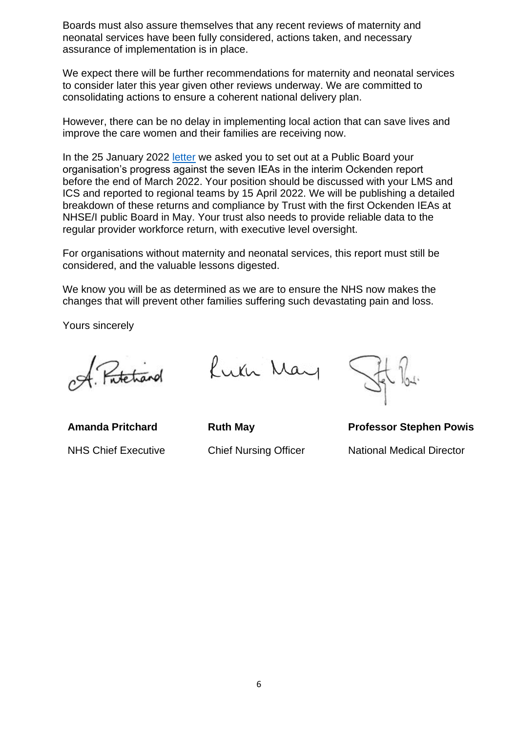Boards must also assure themselves that any recent reviews of maternity and neonatal services have been fully considered, actions taken, and necessary assurance of implementation is in place.

We expect there will be further recommendations for maternity and neonatal services to consider later this year given other reviews underway. We are committed to consolidating actions to ensure a coherent national delivery plan.

However, there can be no delay in implementing local action that can save lives and improve the care women and their families are receiving now.

In the 25 January 2022 letter we asked you to set out at a Public Board your organisation's progress against the seven IEAs in the interim Ockenden report before the end of March 2022. Your position should be discussed with your LMS and ICS and reported to regional teams by 15 April 2022. We will be publishing a detailed breakdown of these returns and compliance by Trust with the first Ockenden IEAs at NHSE/I public Board in May. Your trust also needs to provide reliable data to the regular provider workforce return, with executive level oversight.

For organisations without maternity and neonatal services, this report must still be considered, and the valuable lessons digested.

We know you will be as determined as we are to ensure the NHS now makes the changes that will prevent other families suffering such devastating pain and loss.

Yours sincerely

| | | |
|---|---|---|
| **Amanda Pritchard** | **Ruth May** | **Professor Stephen Powis** |
| NHS Chief Executive | Chief Nursing Officer | National Medical Director |